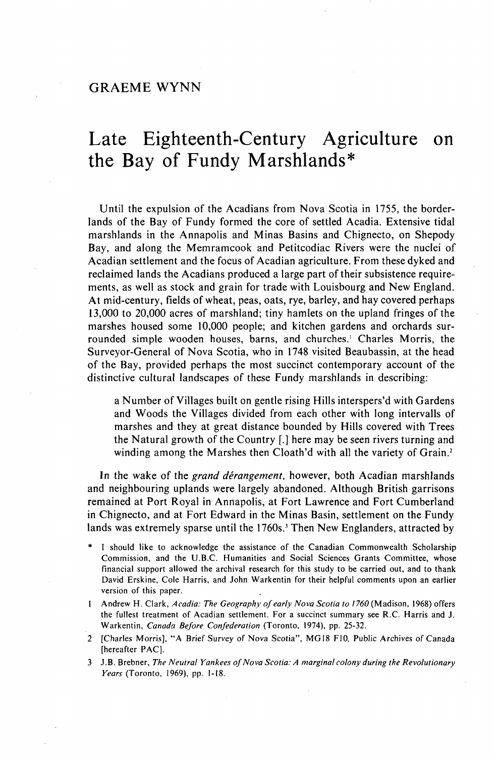GRAEME WYNN

# Late Eighteenth-Century Agriculture on the Bay of Fundy Marshlands*

Until the expulsion of the Acadians from Nova Scotia in 1755, the borderlands of the Bay of Fundy formed the core of settled Acadia. Extensive tidal marshlands in the Annapolis and Minas Basins and Chignecto, on Shepody Bay, and along the Memramcook and Petitcodiac Rivers were the nuclei of Acadian settlement and the focus of Acadian agriculture. From these dyked and reclaimed lands the Acadians produced a large part of their subsistence requirements, as well as stock and grain for trade with Louisbourg and New England. At mid-century, fields of wheat, peas, oats, rye, barley, and hay covered perhaps 13,000 to 20,000 acres of marshland; tiny hamlets on the upland fringes of the marshes housed some 10,000 people; and kitchen gardens and orchards surrounded simple wooden houses, barns, and churches.[1] Charles Morris, the Surveyor-General of Nova Scotia, who in 1748 visited Beaubassin, at the head of the Bay, provided perhaps the most succinct contemporary account of the distinctive cultural landscapes of these Fundy marshlands in describing:

> a Number of Villages built on gentle rising Hills interspers'd with Gardens and Woods the Villages divided from each other with long intervalls of marshes and they at great distance bounded by Hills covered with Trees the Natural growth of the Country [.] here may be seen rivers turning and winding among the Marshes then Cloath'd with all the variety of Grain.[2]

In the wake of the *grand dérangement,* however, both Acadian marshlands and neighbouring uplands were largely abandoned. Although British garrisons remained at Port Royal in Annapolis, at Fort Lawrence and Fort Cumberland in Chignecto, and at Fort Edward in the Minas Basin, settlement on the Fundy lands was extremely sparse until the 1760s.[3] Then New Englanders, attracted by

\* I should like to acknowledge the assistance of the Canadian Commonwealth Scholarship Commission, and the U.B.C. Humanities and Social Sciences Grants Committee, whose financial support allowed the archival research for this study to be carried out, and to thank David Erskine, Cole Harris, and John Warkentin for their helpful comments upon an earlier version of this paper.

1 Andrew H. Clark, *Acadia: The Geography of early Nova Scotia to 1760* (Madison, 1968) offers the fullest treatment of Acadian settlement. For a succinct summary see R.C. Harris and J. Warkentin, *Canada Before Confederation* (Toronto, 1974), pp. 25-32.

2 [Charles Morris], "A Brief Survey of Nova Scotia", MG18 F10, Public Archives of Canada [hereafter PAC].

3 J.B. Brebner, *The Neutral Yankees of Nova Scotia: A marginal colony during the Revolutionary Years* (Toronto, 1969), pp. 1-18.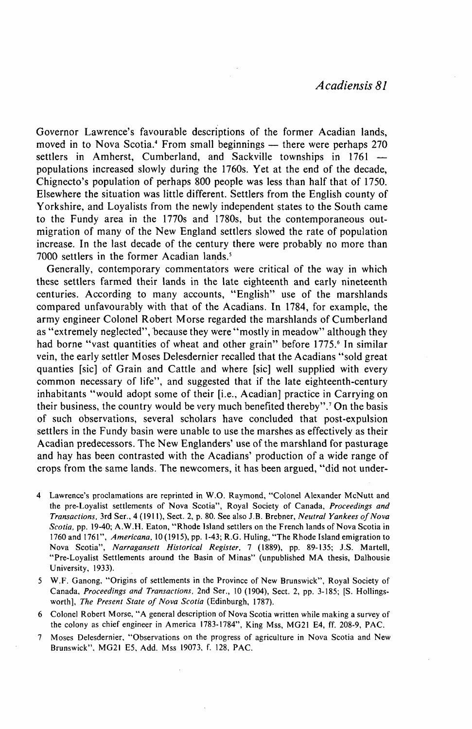Governor Lawrence's favourable descriptions of the former Acadian lands, moved in to Nova Scotia.[4] From small beginnings — there were perhaps 270 settlers in Amherst, Cumberland, and Sackville townships in 1761 — populations increased slowly during the 1760s. Yet at the end of the decade, Chignecto's population of perhaps 800 people was less than half that of 1750. Elsewhere the situation was little different. Settlers from the English county of Yorkshire, and Loyalists from the newly independent states to the South came to the Fundy area in the 1770s and 1780s, but the contemporaneous out-migration of many of the New England settlers slowed the rate of population increase. In the last decade of the century there were probably no more than 7000 settlers in the former Acadian lands.[5]

Generally, contemporary commentators were critical of the way in which these settlers farmed their lands in the late eighteenth and early nineteenth centuries. According to many accounts, "English" use of the marshlands compared unfavourably with that of the Acadians. In 1784, for example, the army engineer Colonel Robert Morse regarded the marshlands of Cumberland as "extremely neglected", because they were "mostly in meadow" although they had borne "vast quantities of wheat and other grain" before 1775.[6] In similar vein, the early settler Moses Delesdernier recalled that the Acadians "sold great quantities [sic] of Grain and Cattle and where [sic] well supplied with every common necessary of life", and suggested that if the late eighteenth-century inhabitants "would adopt some of their [i.e., Acadian] practice in Carrying on their business, the country would be very much benefited thereby".[7] On the basis of such observations, several scholars have concluded that post-expulsion settlers in the Fundy basin were unable to use the marshes as effectively as their Acadian predecessors. The New Englanders' use of the marshland for pasturage and hay has been contrasted with the Acadians' production of a wide range of crops from the same lands. The newcomers, it has been argued, "did not under-

4 Lawrence's proclamations are reprinted in W.O. Raymond, "Colonel Alexander McNutt and the pre-Loyalist settlements of Nova Scotia", Royal Society of Canada, *Proceedings and Transactions*, 3rd Ser., 4 (1911), Sect. 2, p. 80. See also J.B. Brebner, *Neutral Yankees of Nova Scotia*, pp. 19-40; A.W.H. Eaton, "Rhode Island settlers on the French lands of Nova Scotia in 1760 and 1761", *Americana*, 10 (1915), pp. 1-43; R.G. Huling, "The Rhode Island emigration to Nova Scotia", *Narragansett Historical Register*, 7 (1889), pp. 89-135; J.S. Martell, "Pre-Loyalist Settlements around the Basin of Minas" (unpublished MA thesis, Dalhousie University, 1933).

5 W.F. Ganong, "Origins of settlements in the Province of New Brunswick", Royal Society of Canada, *Proceedings and Transactions*, 2nd Ser., 10 (1904), Sect. 2, pp. 3-185; [S. Hollingsworth], *The Present State of Nova Scotia* (Edinburgh, 1787).

6 Colonel Robert Morse, "A general description of Nova Scotia written while making a survey of the colony as chief engineer in America 1783-1784", King Mss, MG21 E4, ff. 208-9, PAC.

7 Moses Delesdernier, "Observations on the progress of agriculture in Nova Scotia and New Brunswick", MG21 E5, Add. Mss 19073, f. 128, PAC.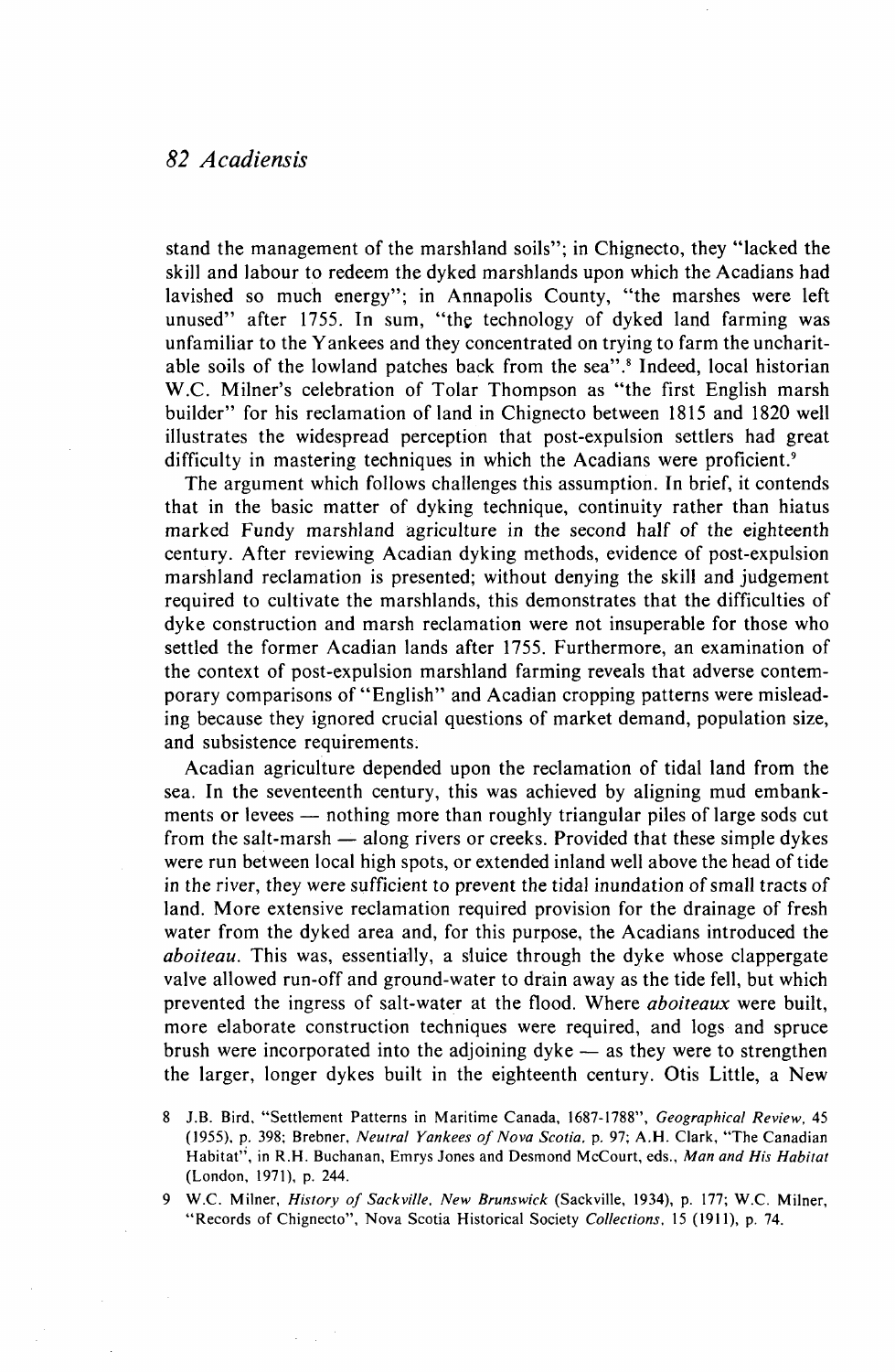stand the management of the marshland soils"; in Chignecto, they "lacked the skill and labour to redeem the dyked marshlands upon which the Acadians had lavished so much energy"; in Annapolis County, "the marshes were left unused" after 1755. In sum, "the technology of dyked land farming was unfamiliar to the Yankees and they concentrated on trying to farm the uncharitable soils of the lowland patches back from the sea".[8] Indeed, local historian W.C. Milner's celebration of Tolar Thompson as "the first English marsh builder" for his reclamation of land in Chignecto between 1815 and 1820 well illustrates the widespread perception that post-expulsion settlers had great difficulty in mastering techniques in which the Acadians were proficient.[9]

The argument which follows challenges this assumption. In brief, it contends that in the basic matter of dyking technique, continuity rather than hiatus marked Fundy marshland agriculture in the second half of the eighteenth century. After reviewing Acadian dyking methods, evidence of post-expulsion marshland reclamation is presented; without denying the skill and judgement required to cultivate the marshlands, this demonstrates that the difficulties of dyke construction and marsh reclamation were not insuperable for those who settled the former Acadian lands after 1755. Furthermore, an examination of the context of post-expulsion marshland farming reveals that adverse contemporary comparisons of "English" and Acadian cropping patterns were misleading because they ignored crucial questions of market demand, population size, and subsistence requirements.

Acadian agriculture depended upon the reclamation of tidal land from the sea. In the seventeenth century, this was achieved by aligning mud embankments or levees — nothing more than roughly triangular piles of large sods cut from the salt-marsh — along rivers or creeks. Provided that these simple dykes were run between local high spots, or extended inland well above the head of tide in the river, they were sufficient to prevent the tidal inundation of small tracts of land. More extensive reclamation required provision for the drainage of fresh water from the dyked area and, for this purpose, the Acadians introduced the *aboiteau*. This was, essentially, a sluice through the dyke whose clappergate valve allowed run-off and ground-water to drain away as the tide fell, but which prevented the ingress of salt-water at the flood. Where *aboiteaux* were built, more elaborate construction techniques were required, and logs and spruce brush were incorporated into the adjoining dyke — as they were to strengthen the larger, longer dykes built in the eighteenth century. Otis Little, a New

8 J.B. Bird, "Settlement Patterns in Maritime Canada, 1687-1788", *Geographical Review*, 45 (1955), p. 398; Brebner, *Neutral Yankees of Nova Scotia*, p. 97; A.H. Clark, "The Canadian Habitat", in R.H. Buchanan, Emrys Jones and Desmond McCourt, eds., *Man and His Habitat* (London, 1971), p. 244.

9 W.C. Milner, *History of Sackville, New Brunswick* (Sackville, 1934), p. 177; W.C. Milner, "Records of Chignecto", Nova Scotia Historical Society *Collections*, 15 (1911), p. 74.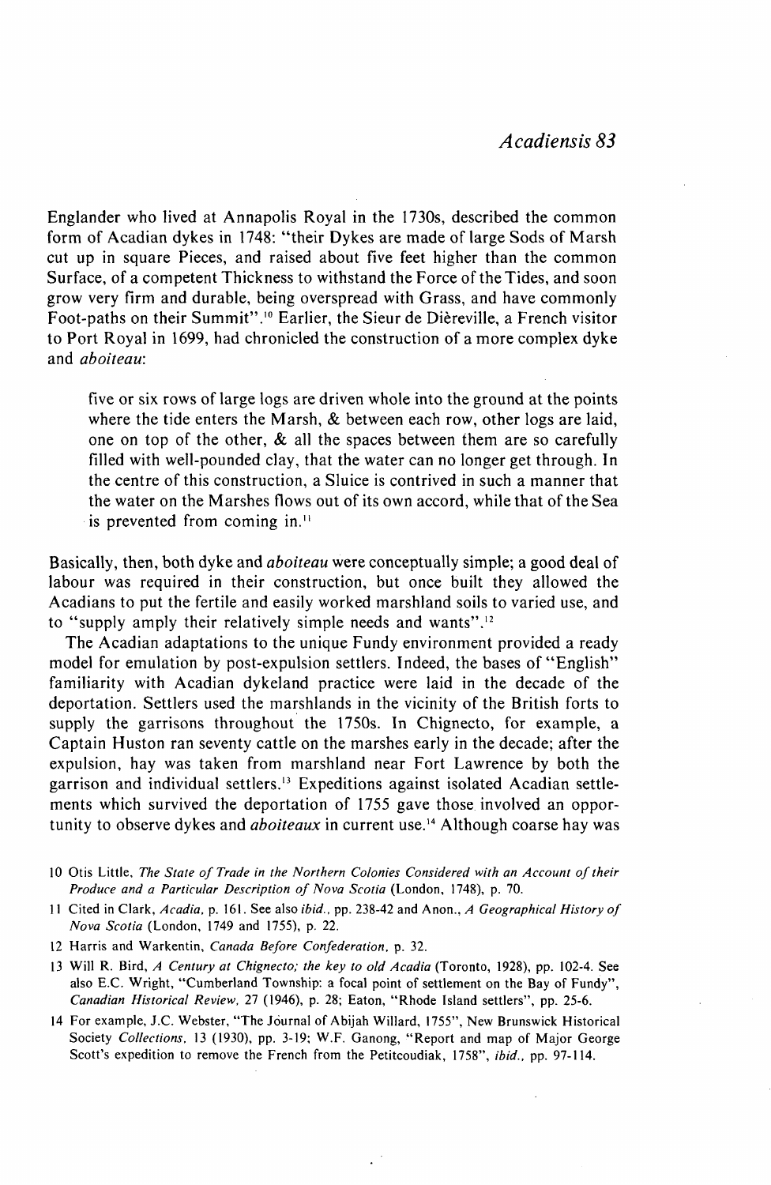Englander who lived at Annapolis Royal in the 1730s, described the common form of Acadian dykes in 1748: "their Dykes are made of large Sods of Marsh cut up in square Pieces, and raised about five feet higher than the common Surface, of a competent Thickness to withstand the Force of the Tides, and soon grow very firm and durable, being overspread with Grass, and have commonly Foot-paths on their Summit".[10] Earlier, the Sieur de Dièreville, a French visitor to Port Royal in 1699, had chronicled the construction of a more complex dyke and *aboiteau*:

> five or six rows of large logs are driven whole into the ground at the points where the tide enters the Marsh, & between each row, other logs are laid, one on top of the other, & all the spaces between them are so carefully filled with well-pounded clay, that the water can no longer get through. In the centre of this construction, a Sluice is contrived in such a manner that the water on the Marshes flows out of its own accord, while that of the Sea is prevented from coming in.[11]

Basically, then, both dyke and *aboiteau* were conceptually simple; a good deal of labour was required in their construction, but once built they allowed the Acadians to put the fertile and easily worked marshland soils to varied use, and to "supply amply their relatively simple needs and wants".[12]

The Acadian adaptations to the unique Fundy environment provided a ready model for emulation by post-expulsion settlers. Indeed, the bases of "English" familiarity with Acadian dykeland practice were laid in the decade of the deportation. Settlers used the marshlands in the vicinity of the British forts to supply the garrisons throughout the 1750s. In Chignecto, for example, a Captain Huston ran seventy cattle on the marshes early in the decade; after the expulsion, hay was taken from marshland near Fort Lawrence by both the garrison and individual settlers.[13] Expeditions against isolated Acadian settlements which survived the deportation of 1755 gave those involved an opportunity to observe dykes and *aboiteaux* in current use.[14] Although coarse hay was

10 Otis Little, *The State of Trade in the Northern Colonies Considered with an Account of their Produce and a Particular Description of Nova Scotia* (London, 1748), p. 70.

11 Cited in Clark, *Acadia*, p. 161. See also *ibid.*, pp. 238-42 and Anon., *A Geographical History of Nova Scotia* (London, 1749 and 1755), p. 22.

12 Harris and Warkentin, *Canada Before Confederation*, p. 32.

13 Will R. Bird, *A Century at Chignecto; the key to old Acadia* (Toronto, 1928), pp. 102-4. See also E.C. Wright, "Cumberland Township: a focal point of settlement on the Bay of Fundy", *Canadian Historical Review*, 27 (1946), p. 28; Eaton, "Rhode Island settlers", pp. 25-6.

14 For example, J.C. Webster, "The Journal of Abijah Willard, 1755", New Brunswick Historical Society *Collections*, 13 (1930), pp. 3-19; W.F. Ganong, "Report and map of Major George Scott's expedition to remove the French from the Petitcoudiak, 1758", *ibid.*, pp. 97-114.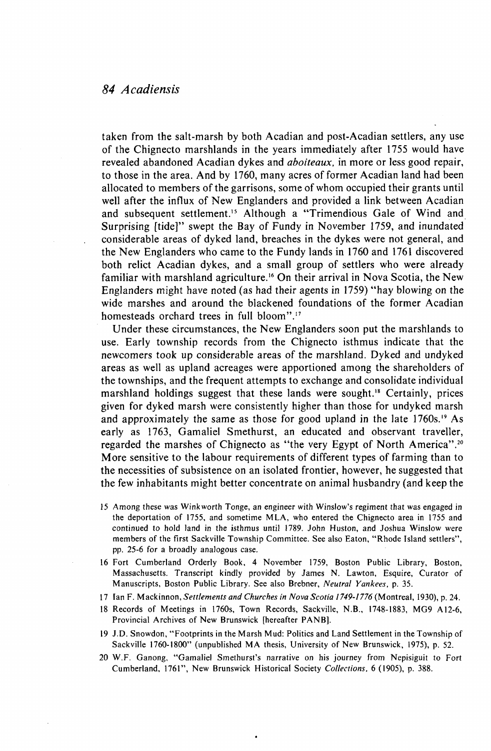taken from the salt-marsh by both Acadian and post-Acadian settlers, any use of the Chignecto marshlands in the years immediately after 1755 would have revealed abandoned Acadian dykes and *aboiteaux*, in more or less good repair, to those in the area. And by 1760, many acres of former Acadian land had been allocated to members of the garrisons, some of whom occupied their grants until well after the influx of New Englanders and provided a link between Acadian and subsequent settlement.[15] Although a "Trimendious Gale of Wind and Surprising [tide]" swept the Bay of Fundy in November 1759, and inundated considerable areas of dyked land, breaches in the dykes were not general, and the New Englanders who came to the Fundy lands in 1760 and 1761 discovered both relict Acadian dykes, and a small group of settlers who were already familiar with marshland agriculture.[16] On their arrival in Nova Scotia, the New Englanders might have noted (as had their agents in 1759) "hay blowing on the wide marshes and around the blackened foundations of the former Acadian homesteads orchard trees in full bloom".[17]

Under these circumstances, the New Englanders soon put the marshlands to use. Early township records from the Chignecto isthmus indicate that the newcomers took up considerable areas of the marshland. Dyked and undyked areas as well as upland acreages were apportioned among the shareholders of the townships, and the frequent attempts to exchange and consolidate individual marshland holdings suggest that these lands were sought.[18] Certainly, prices given for dyked marsh were consistently higher than those for undyked marsh and approximately the same as those for good upland in the late 1760s.[19] As early as 1763, Gamaliel Smethurst, an educated and observant traveller, regarded the marshes of Chignecto as "the very Egypt of North America".[20] More sensitive to the labour requirements of different types of farming than to the necessities of subsistence on an isolated frontier, however, he suggested that the few inhabitants might better concentrate on animal husbandry (and keep the

15 Among these was Winkworth Tonge, an engineer with Winslow's regiment that was engaged in the deportation of 1755, and sometime MLA, who entered the Chignecto area in 1755 and continued to hold land in the isthmus until 1789. John Huston, and Joshua Winslow were members of the first Sackville Township Committee. See also Eaton, "Rhode Island settlers", pp. 25-6 for a broadly analogous case.

16 Fort Cumberland Orderly Book, 4 November 1759, Boston Public Library, Boston, Massachusetts. Transcript kindly provided by James N. Lawton, Esquire, Curator of Manuscripts, Boston Public Library. See also Brebner, *Neutral Yankees*, p. 35.

17 Ian F. Mackinnon, *Settlements and Churches in Nova Scotia 1749-1776* (Montreal, 1930), p. 24.

18 Records of Meetings in 1760s, Town Records, Sackville, N.B., 1748-1883, MG9 A12-6, Provincial Archives of New Brunswick [hereafter PANB].

19 J.D. Snowdon, "Footprints in the Marsh Mud: Politics and Land Settlement in the Township of Sackville 1760-1800" (unpublished MA thesis, University of New Brunswick, 1975), p. 52.

20 W.F. Ganong, "Gamaliel Smethurst's narrative on his journey from Nepisiguit to Fort Cumberland, 1761", New Brunswick Historical Society *Collections*, 6 (1905), p. 388.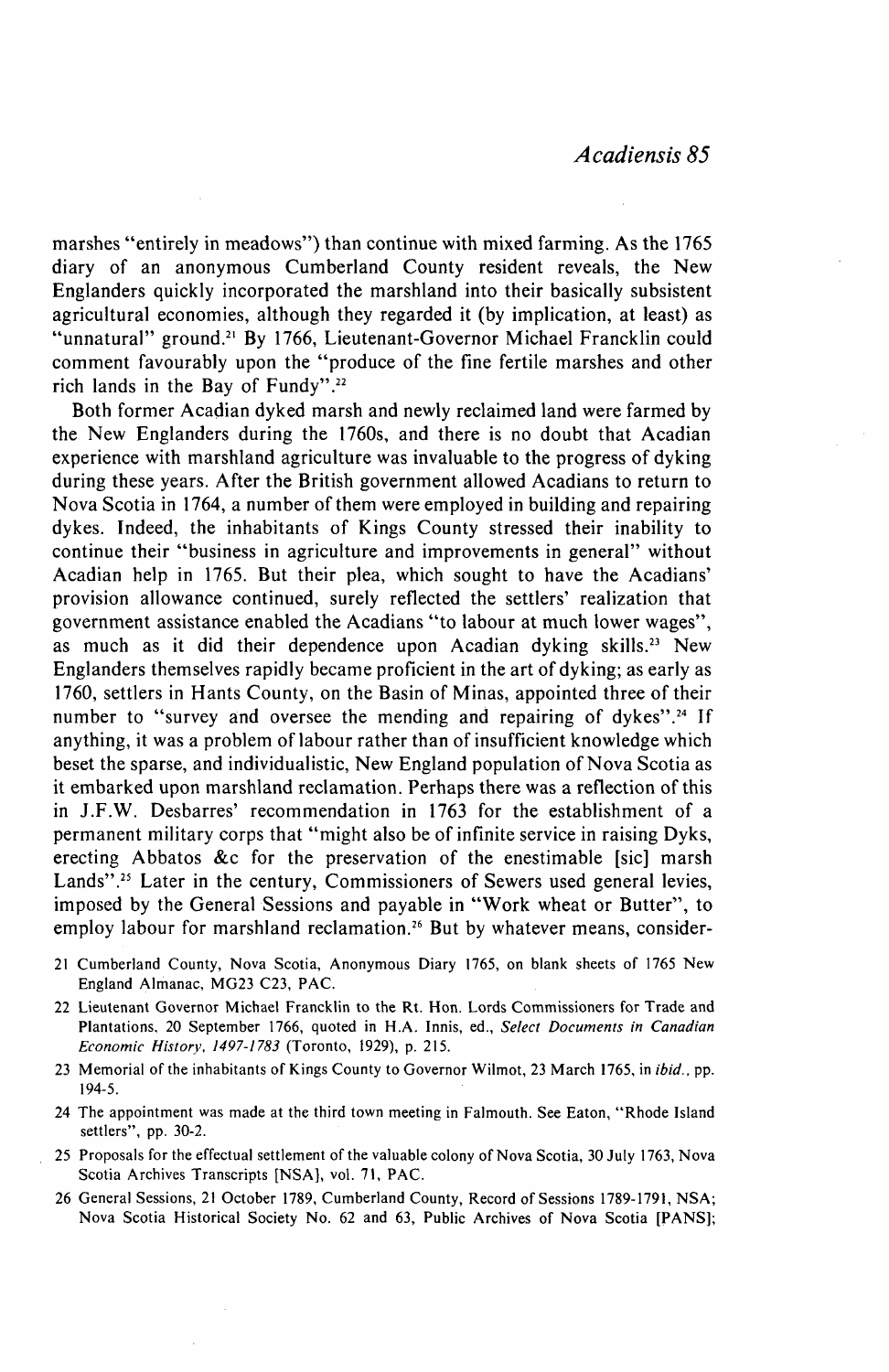marshes "entirely in meadows") than continue with mixed farming. As the 1765 diary of an anonymous Cumberland County resident reveals, the New Englanders quickly incorporated the marshland into their basically subsistent agricultural economies, although they regarded it (by implication, at least) as "unnatural" ground.[21] By 1766, Lieutenant-Governor Michael Francklin could comment favourably upon the "produce of the fine fertile marshes and other rich lands in the Bay of Fundy".[22]

Both former Acadian dyked marsh and newly reclaimed land were farmed by the New Englanders during the 1760s, and there is no doubt that Acadian experience with marshland agriculture was invaluable to the progress of dyking during these years. After the British government allowed Acadians to return to Nova Scotia in 1764, a number of them were employed in building and repairing dykes. Indeed, the inhabitants of Kings County stressed their inability to continue their "business in agriculture and improvements in general" without Acadian help in 1765. But their plea, which sought to have the Acadians' provision allowance continued, surely reflected the settlers' realization that government assistance enabled the Acadians "to labour at much lower wages", as much as it did their dependence upon Acadian dyking skills.[23] New Englanders themselves rapidly became proficient in the art of dyking; as early as 1760, settlers in Hants County, on the Basin of Minas, appointed three of their number to "survey and oversee the mending and repairing of dykes".[24] If anything, it was a problem of labour rather than of insufficient knowledge which beset the sparse, and individualistic, New England population of Nova Scotia as it embarked upon marshland reclamation. Perhaps there was a reflection of this in J.F.W. Desbarres' recommendation in 1763 for the establishment of a permanent military corps that "might also be of infinite service in raising Dyks, erecting Abbatos &c for the preservation of the enestimable [sic] marsh Lands".[25] Later in the century, Commissioners of Sewers used general levies, imposed by the General Sessions and payable in "Work wheat or Butter", to employ labour for marshland reclamation.[26] But by whatever means, consider-

21 Cumberland County, Nova Scotia, Anonymous Diary 1765, on blank sheets of 1765 New England Almanac, MG23 C23, PAC.

22 Lieutenant Governor Michael Francklin to the Rt. Hon. Lords Commissioners for Trade and Plantations, 20 September 1766, quoted in H.A. Innis, ed., *Select Documents in Canadian Economic History, 1497-1783* (Toronto, 1929), p. 215.

23 Memorial of the inhabitants of Kings County to Governor Wilmot, 23 March 1765, in *ibid.*, pp. 194-5.

24 The appointment was made at the third town meeting in Falmouth. See Eaton, "Rhode Island settlers", pp. 30-2.

25 Proposals for the effectual settlement of the valuable colony of Nova Scotia, 30 July 1763, Nova Scotia Archives Transcripts [NSA], vol. 71, PAC.

26 General Sessions, 21 October 1789, Cumberland County, Record of Sessions 1789-1791, NSA; Nova Scotia Historical Society No. 62 and 63, Public Archives of Nova Scotia [PANS];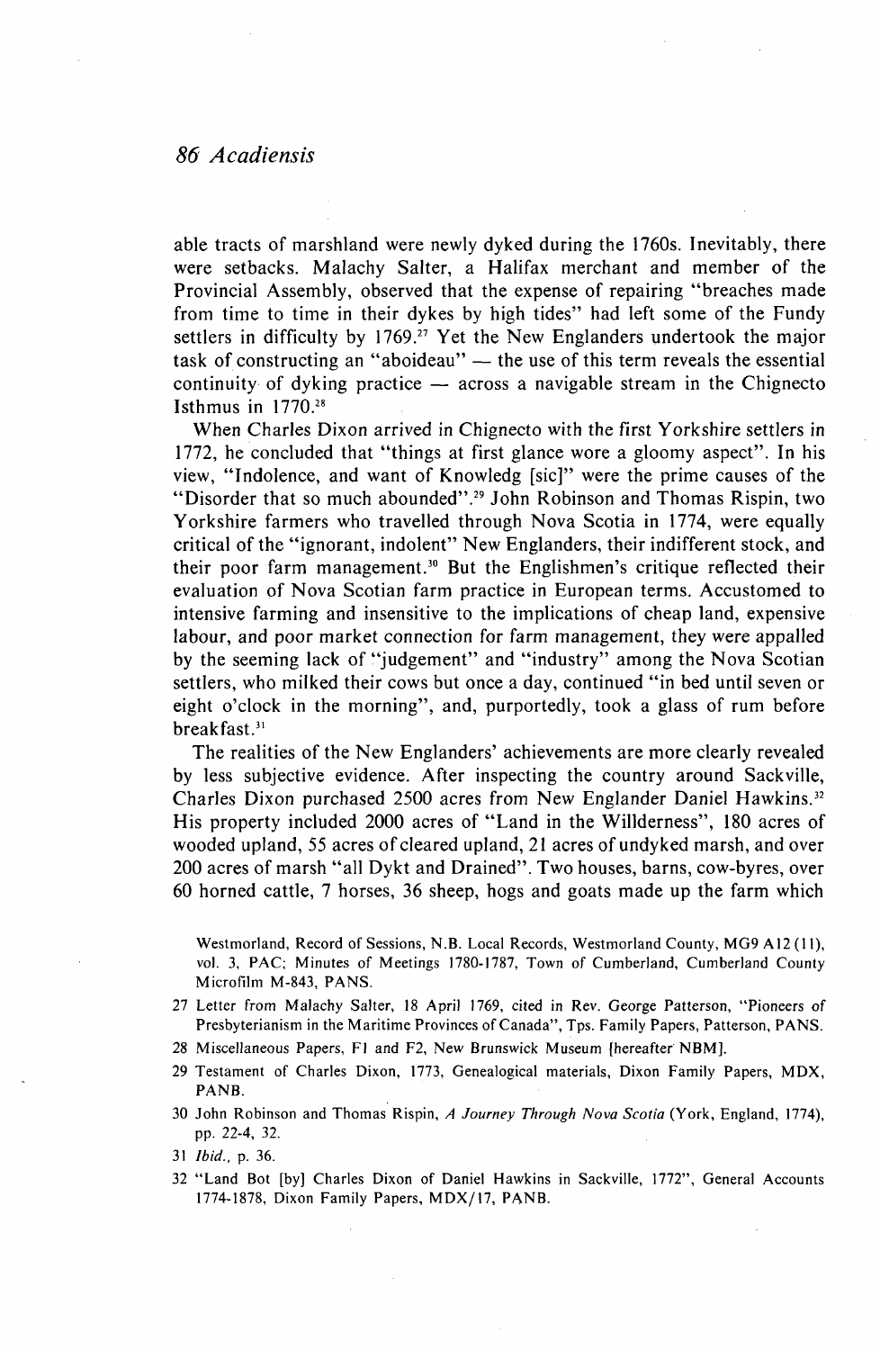able tracts of marshland were newly dyked during the 1760s. Inevitably, there were setbacks. Malachy Salter, a Halifax merchant and member of the Provincial Assembly, observed that the expense of repairing "breaches made from time to time in their dykes by high tides" had left some of the Fundy settlers in difficulty by 1769.[27] Yet the New Englanders undertook the major task of constructing an "aboideau" — the use of this term reveals the essential continuity of dyking practice — across a navigable stream in the Chignecto Isthmus in 1770.[28]

When Charles Dixon arrived in Chignecto with the first Yorkshire settlers in 1772, he concluded that "things at first glance wore a gloomy aspect". In his view, "Indolence, and want of Knowledg [sic]" were the prime causes of the "Disorder that so much abounded".[29] John Robinson and Thomas Rispin, two Yorkshire farmers who travelled through Nova Scotia in 1774, were equally critical of the "ignorant, indolent" New Englanders, their indifferent stock, and their poor farm management.[30] But the Englishmen's critique reflected their evaluation of Nova Scotian farm practice in European terms. Accustomed to intensive farming and insensitive to the implications of cheap land, expensive labour, and poor market connection for farm management, they were appalled by the seeming lack of "judgement" and "industry" among the Nova Scotian settlers, who milked their cows but once a day, continued "in bed until seven or eight o'clock in the morning", and, purportedly, took a glass of rum before breakfast.[31]

The realities of the New Englanders' achievements are more clearly revealed by less subjective evidence. After inspecting the country around Sackville, Charles Dixon purchased 2500 acres from New Englander Daniel Hawkins.[32] His property included 2000 acres of "Land in the Willderness", 180 acres of wooded upland, 55 acres of cleared upland, 21 acres of undyked marsh, and over 200 acres of marsh "all Dykt and Drained". Two houses, barns, cow-byres, over 60 horned cattle, 7 horses, 36 sheep, hogs and goats made up the farm which

Westmorland, Record of Sessions, N.B. Local Records, Westmorland County, MG9 A12 (11), vol. 3, PAC; Minutes of Meetings 1780-1787, Town of Cumberland, Cumberland County Microfilm M-843, PANS.

27 Letter from Malachy Salter, 18 April 1769, cited in Rev. George Patterson, "Pioneers of Presbyterianism in the Maritime Provinces of Canada", Tps. Family Papers, Patterson, PANS.

28 Miscellaneous Papers, F1 and F2, New Brunswick Museum [hereafter NBM].

29 Testament of Charles Dixon, 1773, Genealogical materials, Dixon Family Papers, MDX, PANB.

30 John Robinson and Thomas Rispin, *A Journey Through Nova Scotia* (York, England, 1774), pp. 22-4, 32.

31 *Ibid.*, p. 36.

32 "Land Bot [by] Charles Dixon of Daniel Hawkins in Sackville, 1772", General Accounts 1774-1878, Dixon Family Papers, MDX/17, PANB.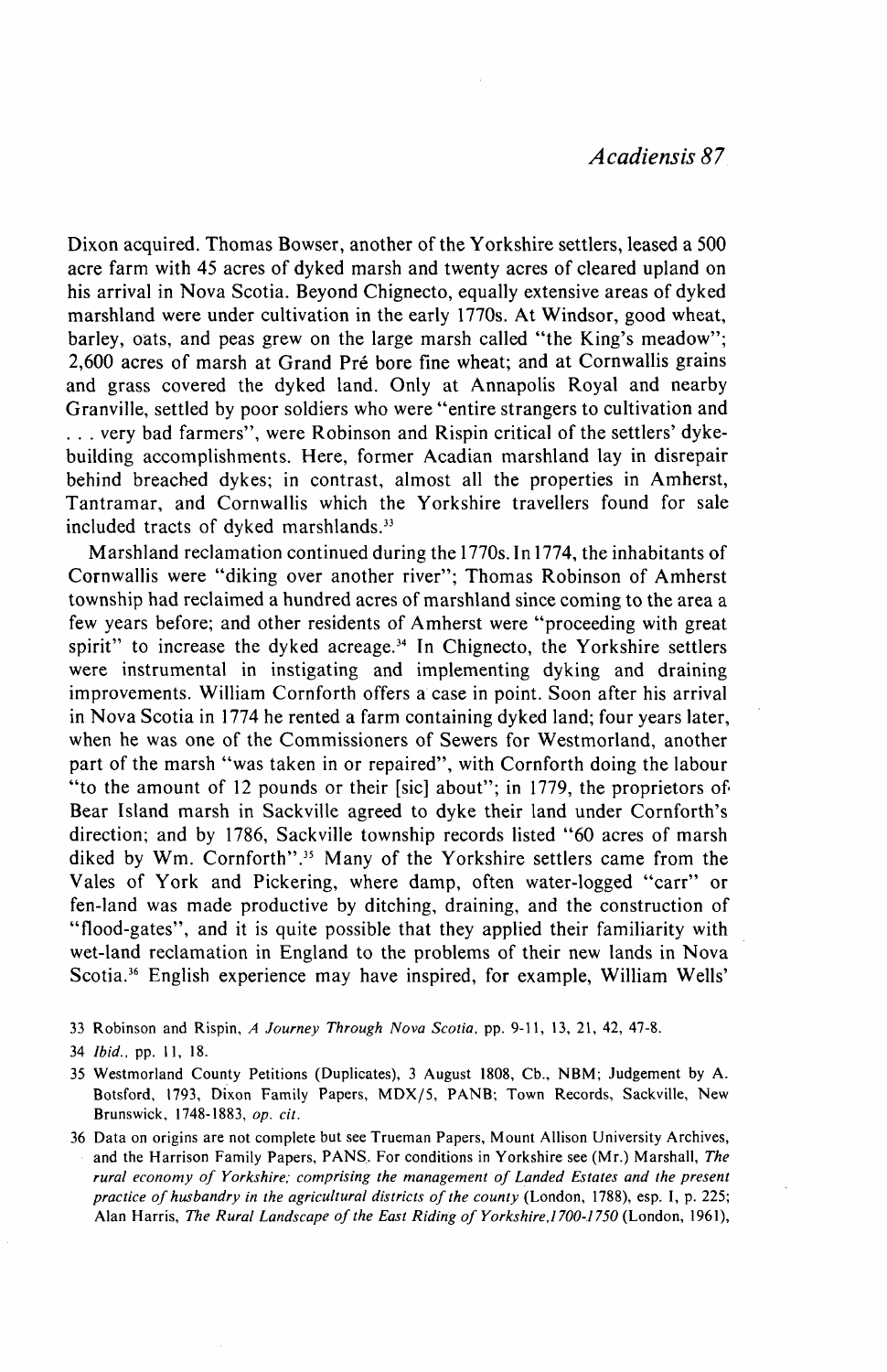Dixon acquired. Thomas Bowser, another of the Yorkshire settlers, leased a 500 acre farm with 45 acres of dyked marsh and twenty acres of cleared upland on his arrival in Nova Scotia. Beyond Chignecto, equally extensive areas of dyked marshland were under cultivation in the early 1770s. At Windsor, good wheat, barley, oats, and peas grew on the large marsh called "the King's meadow"; 2,600 acres of marsh at Grand Pré bore fine wheat; and at Cornwallis grains and grass covered the dyked land. Only at Annapolis Royal and nearby Granville, settled by poor soldiers who were "entire strangers to cultivation and . . . very bad farmers", were Robinson and Rispin critical of the settlers' dyke-building accomplishments. Here, former Acadian marshland lay in disrepair behind breached dykes; in contrast, almost all the properties in Amherst, Tantramar, and Cornwallis which the Yorkshire travellers found for sale included tracts of dyked marshlands.[33]

Marshland reclamation continued during the 1770s. In 1774, the inhabitants of Cornwallis were "diking over another river"; Thomas Robinson of Amherst township had reclaimed a hundred acres of marshland since coming to the area a few years before; and other residents of Amherst were "proceeding with great spirit" to increase the dyked acreage.[34] In Chignecto, the Yorkshire settlers were instrumental in instigating and implementing dyking and draining improvements. William Cornforth offers a case in point. Soon after his arrival in Nova Scotia in 1774 he rented a farm containing dyked land; four years later, when he was one of the Commissioners of Sewers for Westmorland, another part of the marsh "was taken in or repaired", with Cornforth doing the labour "to the amount of 12 pounds or their [sic] about"; in 1779, the proprietors of Bear Island marsh in Sackville agreed to dyke their land under Cornforth's direction; and by 1786, Sackville township records listed "60 acres of marsh diked by Wm. Cornforth".[35] Many of the Yorkshire settlers came from the Vales of York and Pickering, where damp, often water-logged "carr" or fen-land was made productive by ditching, draining, and the construction of "flood-gates", and it is quite possible that they applied their familiarity with wet-land reclamation in England to the problems of their new lands in Nova Scotia.[36] English experience may have inspired, for example, William Wells'

33 Robinson and Rispin, *A Journey Through Nova Scotia*, pp. 9-11, 13, 21, 42, 47-8.

34 *Ibid.*, pp. 11, 18.

35 Westmorland County Petitions (Duplicates), 3 August 1808, Cb., NBM; Judgement by A. Botsford, 1793, Dixon Family Papers, MDX/5, PANB; Town Records, Sackville, New Brunswick, 1748-1883, *op. cit.*

36 Data on origins are not complete but see Trueman Papers, Mount Allison University Archives, and the Harrison Family Papers, PANS. For conditions in Yorkshire see (Mr.) Marshall, *The rural economy of Yorkshire; comprising the management of Landed Estates and the present practice of husbandry in the agricultural districts of the county* (London, 1788), esp. I, p. 225; Alan Harris, *The Rural Landscape of the East Riding of Yorkshire,1700-1750* (London, 1961),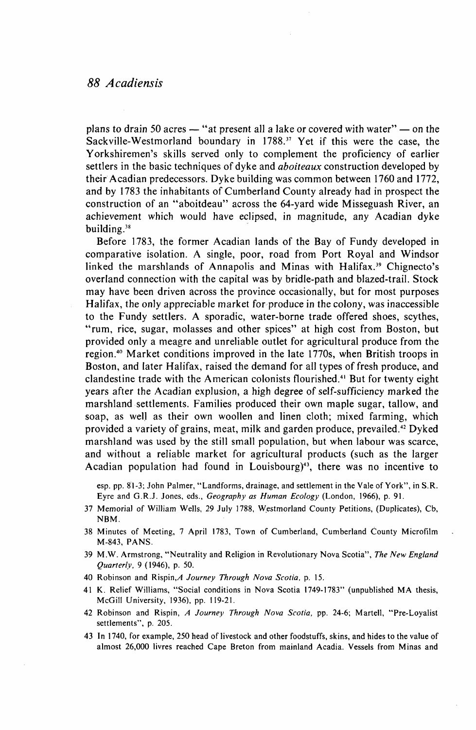plans to drain 50 acres — "at present all a lake or covered with water" — on the Sackville-Westmorland boundary in 1788.[37] Yet if this were the case, the Yorkshiremen's skills served only to complement the proficiency of earlier settlers in the basic techniques of dyke and *aboiteaux* construction developed by their Acadian predecessors. Dyke building was common between 1760 and 1772, and by 1783 the inhabitants of Cumberland County already had in prospect the construction of an "aboitdeau" across the 64-yard wide Misseguash River, an achievement which would have eclipsed, in magnitude, any Acadian dyke building.[38]

Before 1783, the former Acadian lands of the Bay of Fundy developed in comparative isolation. A single, poor, road from Port Royal and Windsor linked the marshlands of Annapolis and Minas with Halifax.[39] Chignecto's overland connection with the capital was by bridle-path and blazed-trail. Stock may have been driven across the province occasionally, but for most purposes Halifax, the only appreciable market for produce in the colony, was inaccessible to the Fundy settlers. A sporadic, water-borne trade offered shoes, scythes, "rum, rice, sugar, molasses and other spices" at high cost from Boston, but provided only a meagre and unreliable outlet for agricultural produce from the region.[40] Market conditions improved in the late 1770s, when British troops in Boston, and later Halifax, raised the demand for all types of fresh produce, and clandestine trade with the American colonists flourished.[41] But for twenty eight years after the Acadian explusion, a high degree of self-sufficiency marked the marshland settlements. Families produced their own maple sugar, tallow, and soap, as well as their own woollen and linen cloth; mixed farming, which provided a variety of grains, meat, milk and garden produce, prevailed.[42] Dyked marshland was used by the still small population, but when labour was scarce, and without a reliable market for agricultural products (such as the larger Acadian population had found in Louisbourg)[43], there was no incentive to

esp. pp. 81-3; John Palmer, "Landforms, drainage, and settlement in the Vale of York", in S.R. Eyre and G.R.J. Jones, eds., *Geography as Human Ecology* (London, 1966), p. 91.

37 Memorial of William Wells, 29 July 1788, Westmorland County Petitions, (Duplicates), Cb, NBM.

38 Minutes of Meeting, 7 April 1783, Town of Cumberland, Cumberland County Microfilm M-843, PANS.

39 M.W. Armstrong, "Neutrality and Religion in Revolutionary Nova Scotia", *The New England Quarterly*, 9 (1946), p. 50.

40 Robinson and Rispin, *A Journey Through Nova Scotia*, p. 15.

41 K. Relief Williams, "Social conditions in Nova Scotia 1749-1783" (unpublished MA thesis, McGill University, 1936), pp. 119-21.

42 Robinson and Rispin, *A Journey Through Nova Scotia*, pp. 24-6; Martell, "Pre-Loyalist settlements", p. 205.

43 In 1740, for example, 250 head of livestock and other foodstuffs, skins, and hides to the value of almost 26,000 livres reached Cape Breton from mainland Acadia. Vessels from Minas and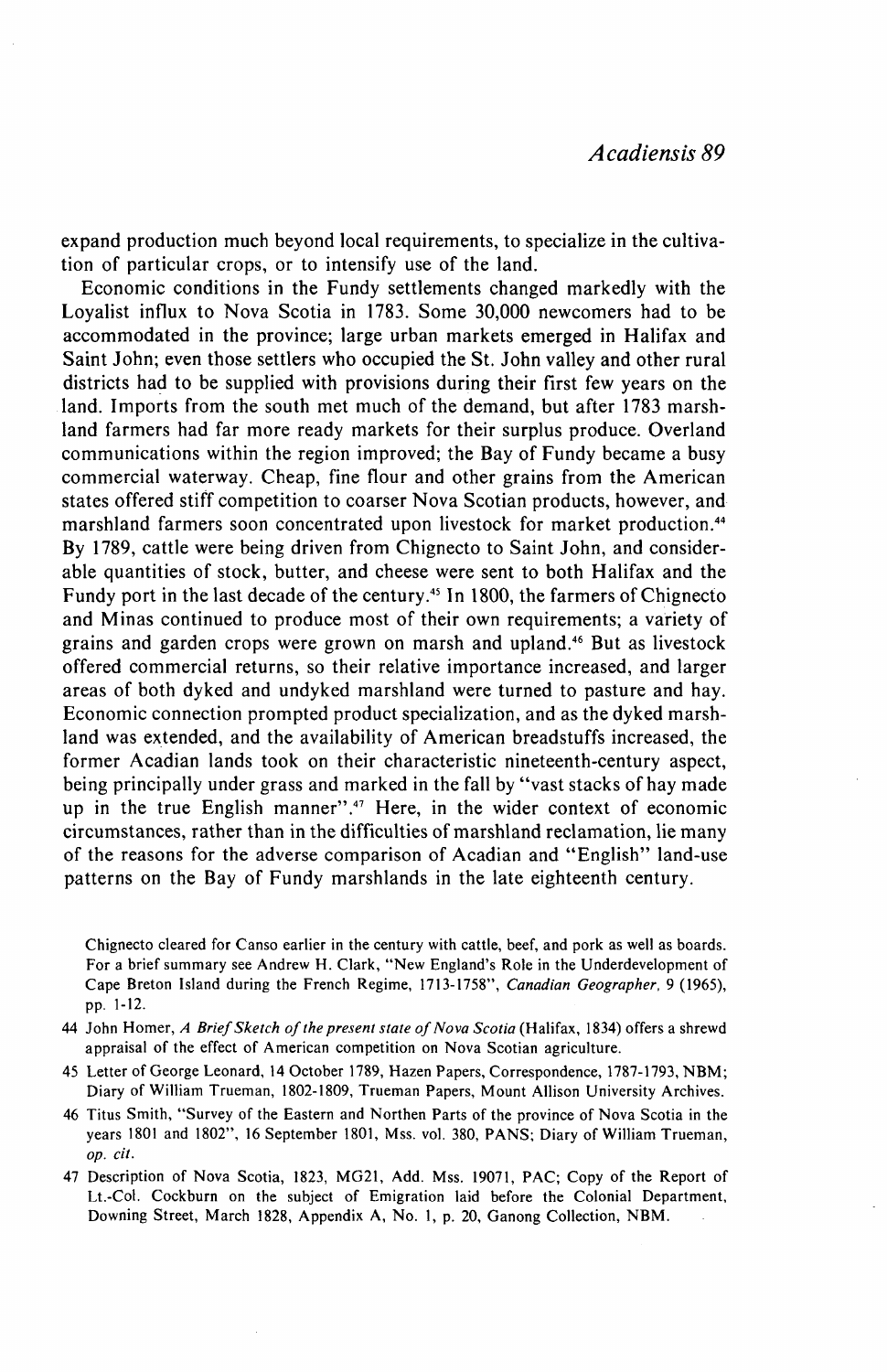expand production much beyond local requirements, to specialize in the cultivation of particular crops, or to intensify use of the land.

Economic conditions in the Fundy settlements changed markedly with the Loyalist influx to Nova Scotia in 1783. Some 30,000 newcomers had to be accommodated in the province; large urban markets emerged in Halifax and Saint John; even those settlers who occupied the St. John valley and other rural districts had to be supplied with provisions during their first few years on the land. Imports from the south met much of the demand, but after 1783 marshland farmers had far more ready markets for their surplus produce. Overland communications within the region improved; the Bay of Fundy became a busy commercial waterway. Cheap, fine flour and other grains from the American states offered stiff competition to coarser Nova Scotian products, however, and marshland farmers soon concentrated upon livestock for market production.[44] By 1789, cattle were being driven from Chignecto to Saint John, and considerable quantities of stock, butter, and cheese were sent to both Halifax and the Fundy port in the last decade of the century.[45] In 1800, the farmers of Chignecto and Minas continued to produce most of their own requirements; a variety of grains and garden crops were grown on marsh and upland.[46] But as livestock offered commercial returns, so their relative importance increased, and larger areas of both dyked and undyked marshland were turned to pasture and hay. Economic connection prompted product specialization, and as the dyked marshland was extended, and the availability of American breadstuffs increased, the former Acadian lands took on their characteristic nineteenth-century aspect, being principally under grass and marked in the fall by "vast stacks of hay made up in the true English manner".[47] Here, in the wider context of economic circumstances, rather than in the difficulties of marshland reclamation, lie many of the reasons for the adverse comparison of Acadian and "English" land-use patterns on the Bay of Fundy marshlands in the late eighteenth century.

Chignecto cleared for Canso earlier in the century with cattle, beef, and pork as well as boards. For a brief summary see Andrew H. Clark, "New England's Role in the Underdevelopment of Cape Breton Island during the French Regime, 1713-1758", *Canadian Geographer*, 9 (1965), pp. 1-12.

44 John Homer, *A Brief Sketch of the present state of Nova Scotia* (Halifax, 1834) offers a shrewd appraisal of the effect of American competition on Nova Scotian agriculture.

45 Letter of George Leonard, 14 October 1789, Hazen Papers, Correspondence, 1787-1793, NBM; Diary of William Trueman, 1802-1809, Trueman Papers, Mount Allison University Archives.

46 Titus Smith, "Survey of the Eastern and Northen Parts of the province of Nova Scotia in the years 1801 and 1802", 16 September 1801, Mss. vol. 380, PANS; Diary of William Trueman, *op. cit.*

47 Description of Nova Scotia, 1823, MG21, Add. Mss. 19071, PAC; Copy of the Report of Lt.-Col. Cockburn on the subject of Emigration laid before the Colonial Department, Downing Street, March 1828, Appendix A, No. 1, p. 20, Ganong Collection, NBM.